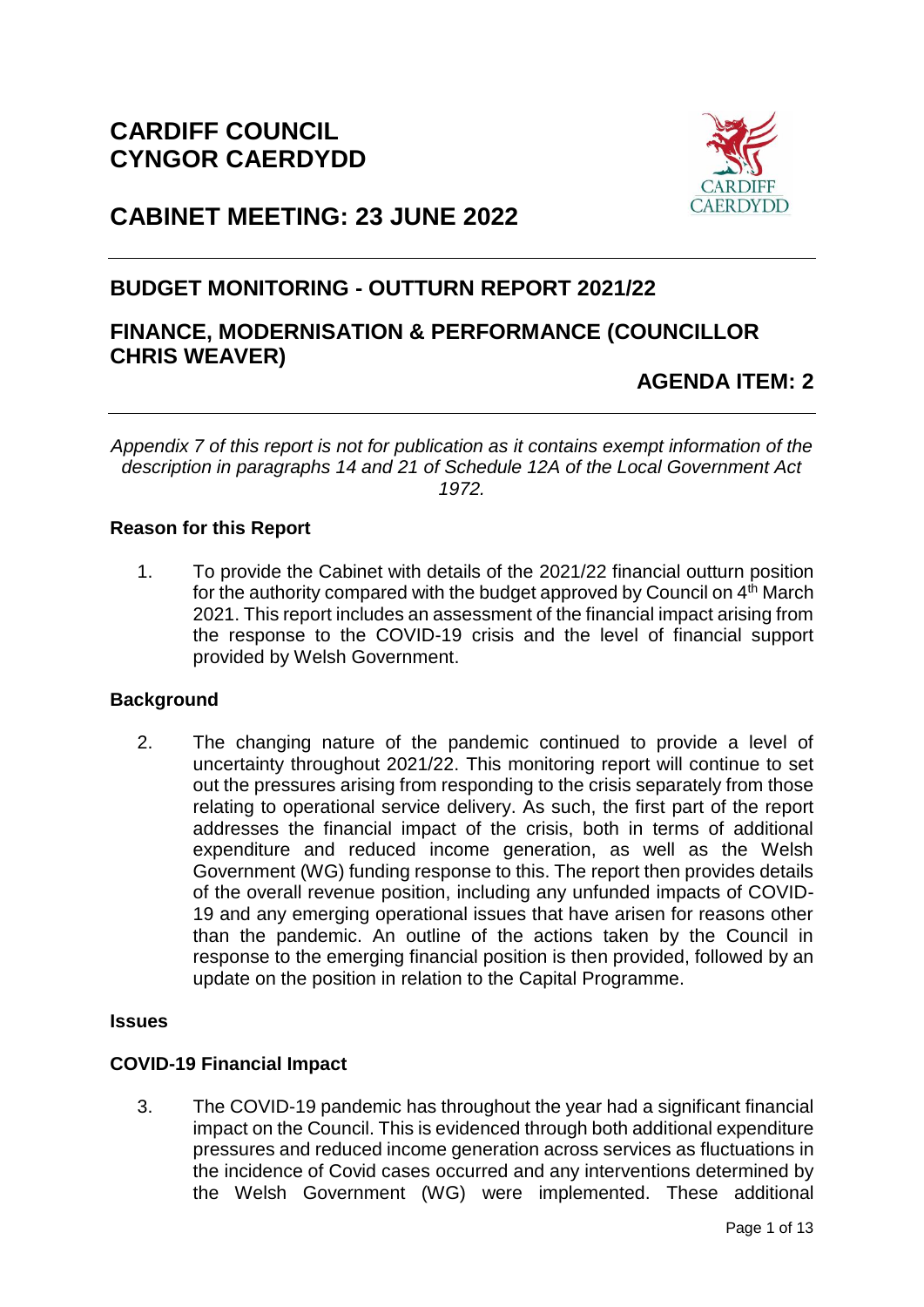# CARDIFF COUNCIL
# CYNGOR CAERDYDD

# CABINET MEETING: 23 JUNE 2022

## BUDGET MONITORING - OUTTURN REPORT 2021/22

## FINANCE, MODERNISATION & PERFORMANCE (COUNCILLOR CHRIS WEAVER)

## AGENDA ITEM: 2

*Appendix 7 of this report is not for publication as it contains exempt information of the description in paragraphs 14 and 21 of Schedule 12A of the Local Government Act 1972.*

**Reason for this Report**

1. To provide the Cabinet with details of the 2021/22 financial outturn position for the authority compared with the budget approved by Council on 4th March 2021. This report includes an assessment of the financial impact arising from the response to the COVID-19 crisis and the level of financial support provided by Welsh Government.

**Background**

2. The changing nature of the pandemic continued to provide a level of uncertainty throughout 2021/22. This monitoring report will continue to set out the pressures arising from responding to the crisis separately from those relating to operational service delivery. As such, the first part of the report addresses the financial impact of the crisis, both in terms of additional expenditure and reduced income generation, as well as the Welsh Government (WG) funding response to this. The report then provides details of the overall revenue position, including any unfunded impacts of COVID-19 and any emerging operational issues that have arisen for reasons other than the pandemic. An outline of the actions taken by the Council in response to the emerging financial position is then provided, followed by an update on the position in relation to the Capital Programme.

**Issues**

**COVID-19 Financial Impact**

3. The COVID-19 pandemic has throughout the year had a significant financial impact on the Council. This is evidenced through both additional expenditure pressures and reduced income generation across services as fluctuations in the incidence of Covid cases occurred and any interventions determined by the Welsh Government (WG) were implemented. These additional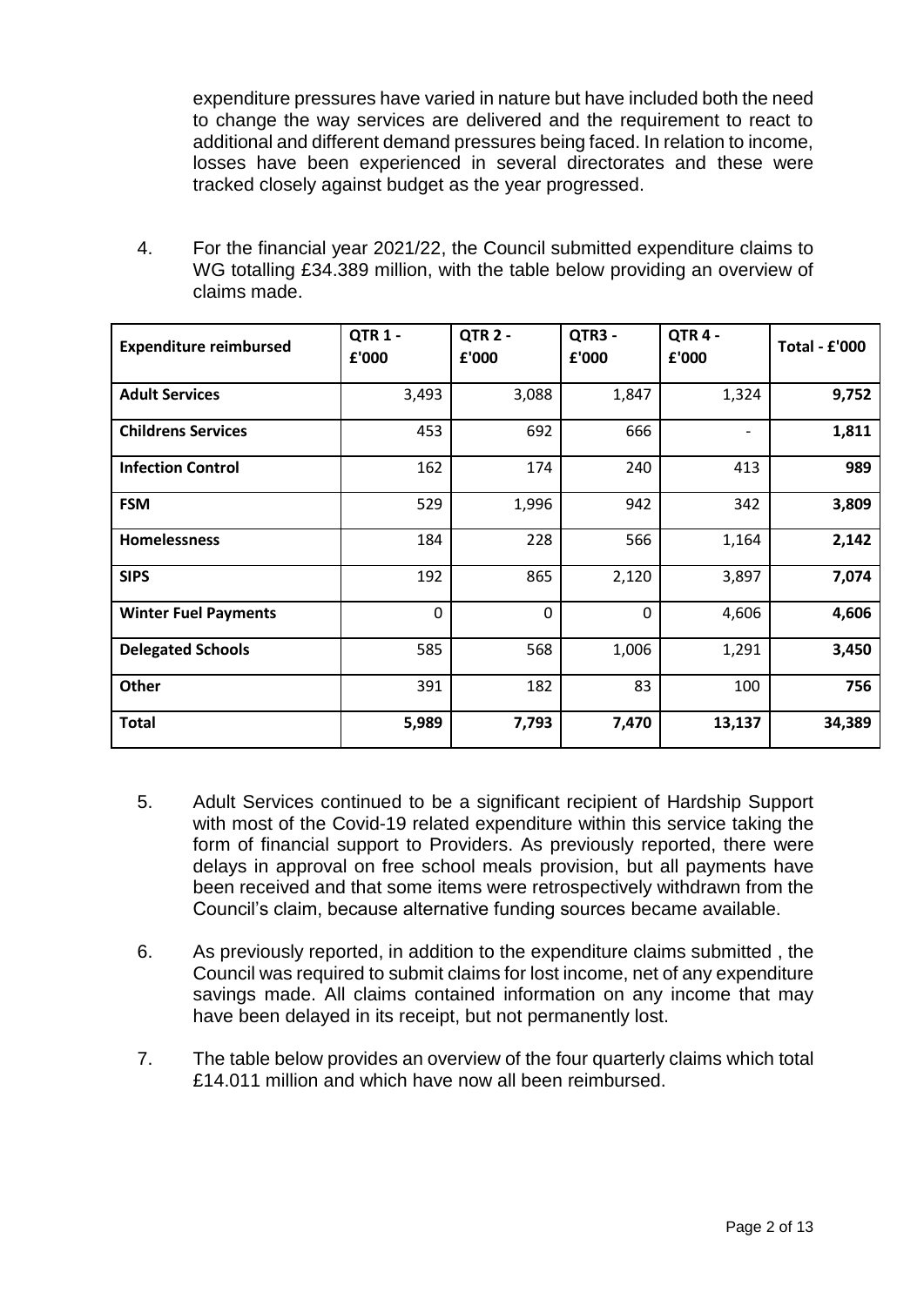expenditure pressures have varied in nature but have included both the need to change the way services are delivered and the requirement to react to additional and different demand pressures being faced. In relation to income, losses have been experienced in several directorates and these were tracked closely against budget as the year progressed.

4. For the financial year 2021/22, the Council submitted expenditure claims to WG totalling £34.389 million, with the table below providing an overview of claims made.

| Expenditure reimbursed | QTR 1 - £'000 | QTR 2 - £'000 | QTR3 - £'000 | QTR 4 - £'000 | Total - £'000 |
|---|---|---|---|---|---|
| **Adult Services** | 3,493 | 3,088 | 1,847 | 1,324 | **9,752** |
| **Childrens Services** | 453 | 692 | 666 | - | **1,811** |
| **Infection Control** | 162 | 174 | 240 | 413 | **989** |
| **FSM** | 529 | 1,996 | 942 | 342 | **3,809** |
| **Homelessness** | 184 | 228 | 566 | 1,164 | **2,142** |
| **SIPS** | 192 | 865 | 2,120 | 3,897 | **7,074** |
| **Winter Fuel Payments** | 0 | 0 | 0 | 4,606 | **4,606** |
| **Delegated Schools** | 585 | 568 | 1,006 | 1,291 | **3,450** |
| **Other** | 391 | 182 | 83 | 100 | **756** |
| **Total** | **5,989** | **7,793** | **7,470** | **13,137** | **34,389** |

5. Adult Services continued to be a significant recipient of Hardship Support with most of the Covid-19 related expenditure within this service taking the form of financial support to Providers. As previously reported, there were delays in approval on free school meals provision, but all payments have been received and that some items were retrospectively withdrawn from the Council's claim, because alternative funding sources became available.

6. As previously reported, in addition to the expenditure claims submitted , the Council was required to submit claims for lost income, net of any expenditure savings made. All claims contained information on any income that may have been delayed in its receipt, but not permanently lost.

7. The table below provides an overview of the four quarterly claims which total £14.011 million and which have now all been reimbursed.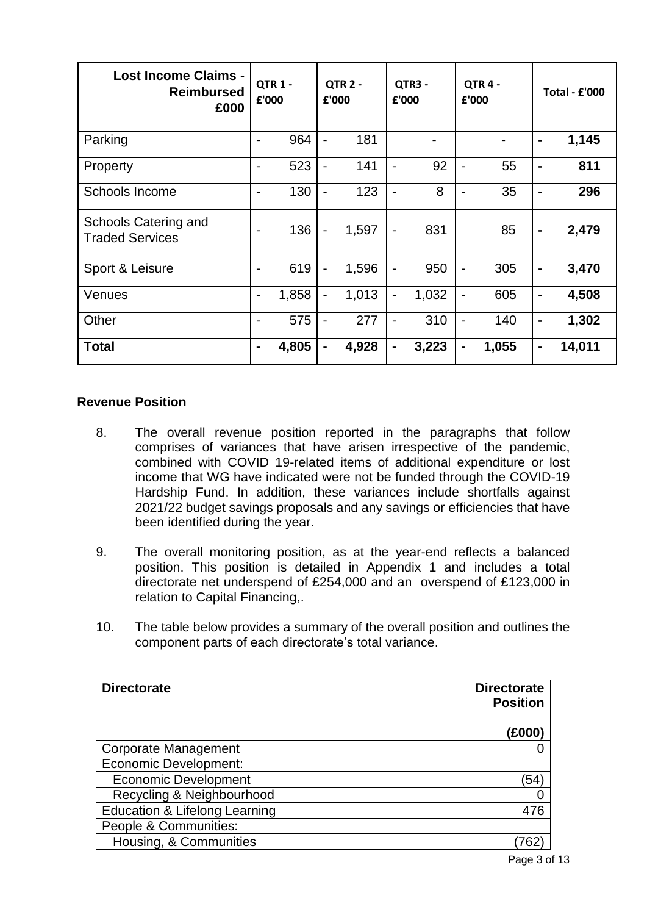| Lost Income Claims - Reimbursed £000 | QTR 1 - £'000 | QTR 2 - £'000 | QTR3 - £'000 | QTR 4 - £'000 | Total - £'000 |
|---|---|---|---|---|---|
| Parking | - 964 | - 181 | - | - | - 1,145 |
| Property | - 523 | - 141 | - 92 | - 55 | - 811 |
| Schools Income | - 130 | - 123 | - 8 | - 35 | - 296 |
| Schools Catering and Traded Services | - 136 | - 1,597 | - 831 | 85 | - 2,479 |
| Sport & Leisure | - 619 | - 1,596 | - 950 | - 305 | - 3,470 |
| Venues | - 1,858 | - 1,013 | - 1,032 | - 605 | - 4,508 |
| Other | - 575 | - 277 | - 310 | - 140 | - 1,302 |
| **Total** | **- 4,805** | **- 4,928** | **- 3,223** | **- 1,055** | **- 14,011** |

## Revenue Position

8. The overall revenue position reported in the paragraphs that follow comprises of variances that have arisen irrespective of the pandemic, combined with COVID 19-related items of additional expenditure or lost income that WG have indicated were not be funded through the COVID-19 Hardship Fund. In addition, these variances include shortfalls against 2021/22 budget savings proposals and any savings or efficiencies that have been identified during the year.

9. The overall monitoring position, as at the year-end reflects a balanced position. This position is detailed in Appendix 1 and includes a total directorate net underspend of £254,000 and an overspend of £123,000 in relation to Capital Financing,.

10. The table below provides a summary of the overall position and outlines the component parts of each directorate's total variance.

| Directorate | Directorate Position (£000) |
|---|---|
| Corporate Management | 0 |
| Economic Development: | |
| Economic Development | (54) |
| Recycling & Neighbourhood | 0 |
| Education & Lifelong Learning | 476 |
| People & Communities: | |
| Housing, & Communities | (762) |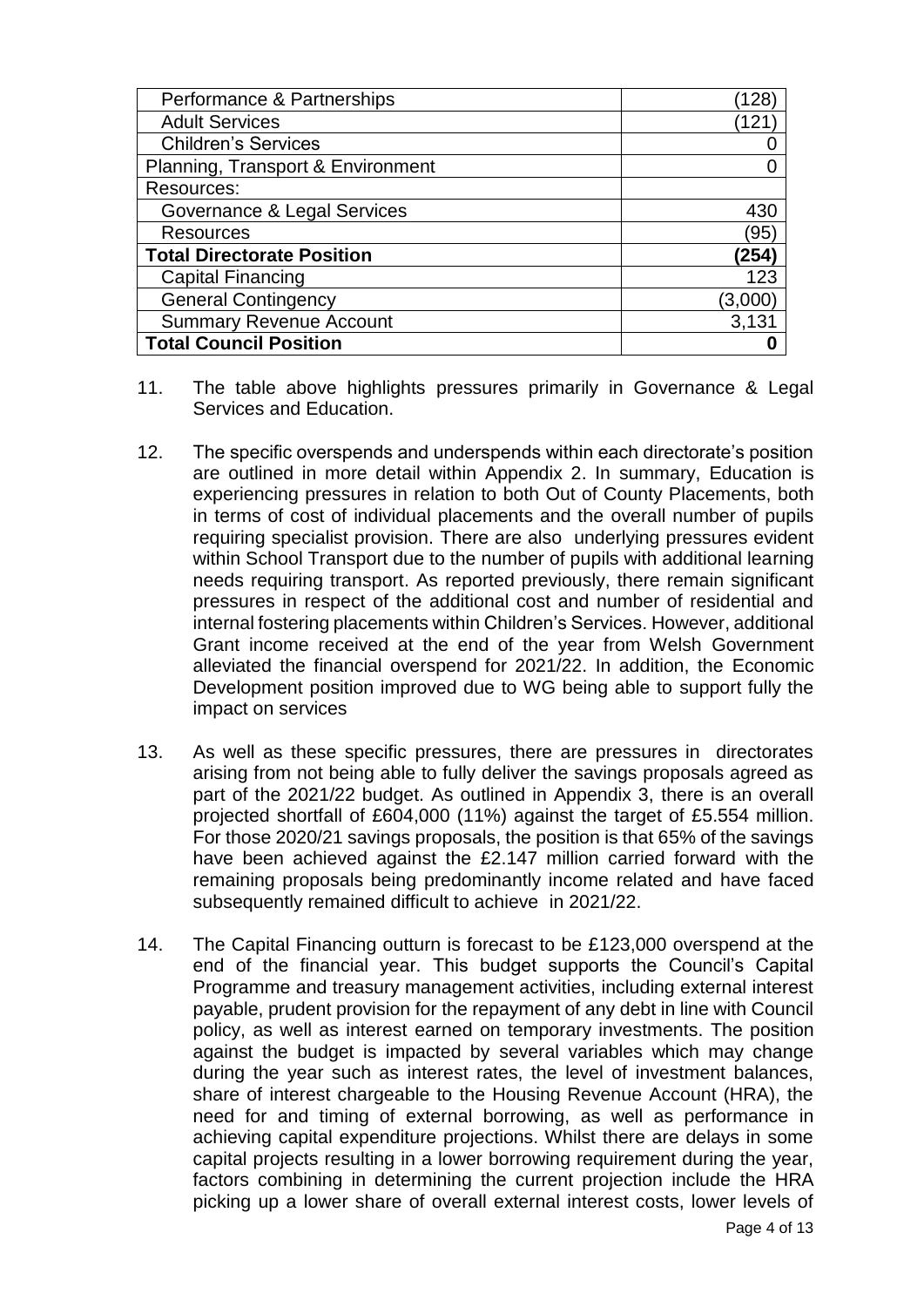| | |
|---|---|
| Performance & Partnerships | (128) |
| Adult Services | (121) |
| Children's Services | 0 |
| Planning, Transport & Environment | 0 |
| Resources: | |
| Governance & Legal Services | 430 |
| Resources | (95) |
| **Total Directorate Position** | **(254)** |
| Capital Financing | 123 |
| General Contingency | (3,000) |
| Summary Revenue Account | 3,131 |
| **Total Council Position** | **0** |

11. The table above highlights pressures primarily in Governance & Legal Services and Education.

12. The specific overspends and underspends within each directorate's position are outlined in more detail within Appendix 2. In summary, Education is experiencing pressures in relation to both Out of County Placements, both in terms of cost of individual placements and the overall number of pupils requiring specialist provision. There are also underlying pressures evident within School Transport due to the number of pupils with additional learning needs requiring transport. As reported previously, there remain significant pressures in respect of the additional cost and number of residential and internal fostering placements within Children's Services. However, additional Grant income received at the end of the year from Welsh Government alleviated the financial overspend for 2021/22. In addition, the Economic Development position improved due to WG being able to support fully the impact on services

13. As well as these specific pressures, there are pressures in directorates arising from not being able to fully deliver the savings proposals agreed as part of the 2021/22 budget. As outlined in Appendix 3, there is an overall projected shortfall of £604,000 (11%) against the target of £5.554 million. For those 2020/21 savings proposals, the position is that 65% of the savings have been achieved against the £2.147 million carried forward with the remaining proposals being predominantly income related and have faced subsequently remained difficult to achieve in 2021/22.

14. The Capital Financing outturn is forecast to be £123,000 overspend at the end of the financial year. This budget supports the Council's Capital Programme and treasury management activities, including external interest payable, prudent provision for the repayment of any debt in line with Council policy, as well as interest earned on temporary investments. The position against the budget is impacted by several variables which may change during the year such as interest rates, the level of investment balances, share of interest chargeable to the Housing Revenue Account (HRA), the need for and timing of external borrowing, as well as performance in achieving capital expenditure projections. Whilst there are delays in some capital projects resulting in a lower borrowing requirement during the year, factors combining in determining the current projection include the HRA picking up a lower share of overall external interest costs, lower levels of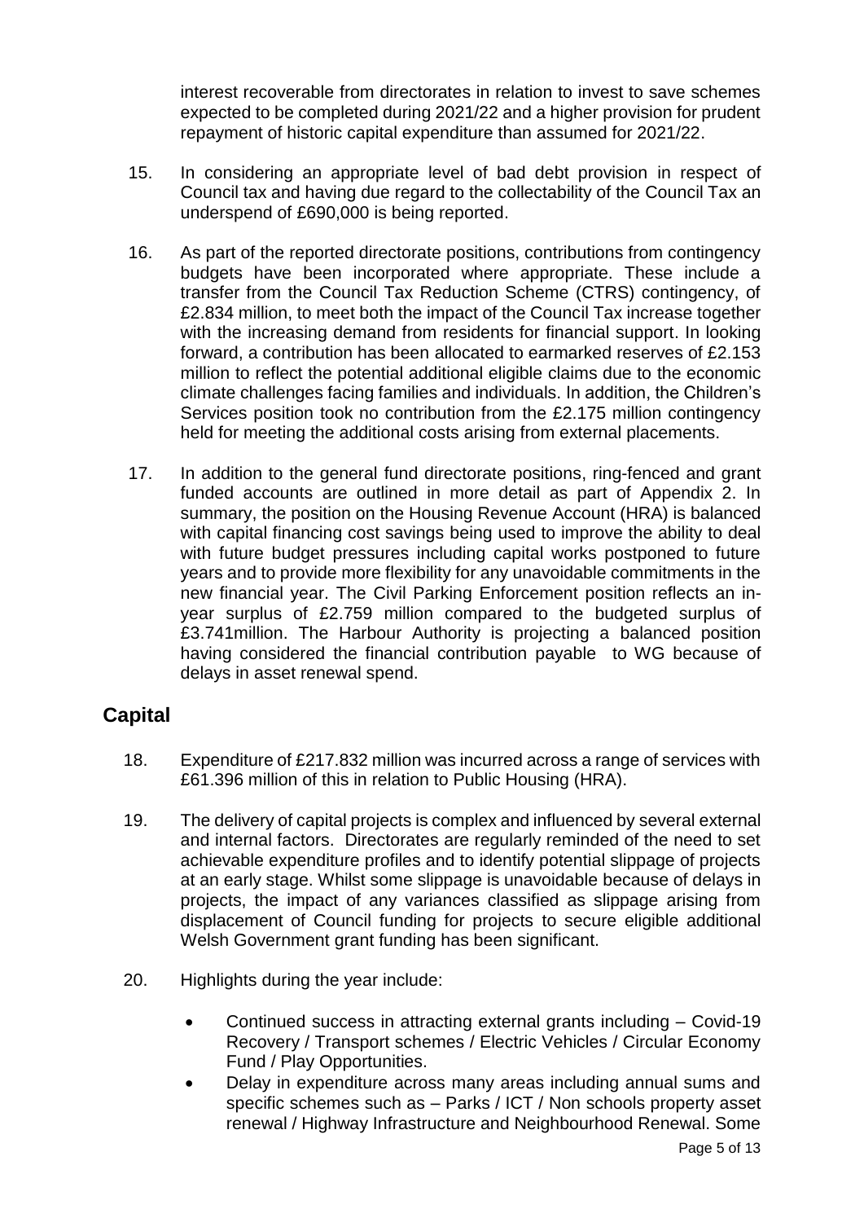interest recoverable from directorates in relation to invest to save schemes expected to be completed during 2021/22 and a higher provision for prudent repayment of historic capital expenditure than assumed for 2021/22.

15. In considering an appropriate level of bad debt provision in respect of Council tax and having due regard to the collectability of the Council Tax an underspend of £690,000 is being reported.

16. As part of the reported directorate positions, contributions from contingency budgets have been incorporated where appropriate. These include a transfer from the Council Tax Reduction Scheme (CTRS) contingency, of £2.834 million, to meet both the impact of the Council Tax increase together with the increasing demand from residents for financial support. In looking forward, a contribution has been allocated to earmarked reserves of £2.153 million to reflect the potential additional eligible claims due to the economic climate challenges facing families and individuals. In addition, the Children's Services position took no contribution from the £2.175 million contingency held for meeting the additional costs arising from external placements.

17. In addition to the general fund directorate positions, ring-fenced and grant funded accounts are outlined in more detail as part of Appendix 2. In summary, the position on the Housing Revenue Account (HRA) is balanced with capital financing cost savings being used to improve the ability to deal with future budget pressures including capital works postponed to future years and to provide more flexibility for any unavoidable commitments in the new financial year. The Civil Parking Enforcement position reflects an in-year surplus of £2.759 million compared to the budgeted surplus of £3.741million. The Harbour Authority is projecting a balanced position having considered the financial contribution payable to WG because of delays in asset renewal spend.

## Capital

18. Expenditure of £217.832 million was incurred across a range of services with £61.396 million of this in relation to Public Housing (HRA).

19. The delivery of capital projects is complex and influenced by several external and internal factors. Directorates are regularly reminded of the need to set achievable expenditure profiles and to identify potential slippage of projects at an early stage. Whilst some slippage is unavoidable because of delays in projects, the impact of any variances classified as slippage arising from displacement of Council funding for projects to secure eligible additional Welsh Government grant funding has been significant.

20. Highlights during the year include:

    - Continued success in attracting external grants including – Covid-19 Recovery / Transport schemes / Electric Vehicles / Circular Economy Fund / Play Opportunities.
    - Delay in expenditure across many areas including annual sums and specific schemes such as – Parks / ICT / Non schools property asset renewal / Highway Infrastructure and Neighbourhood Renewal. Some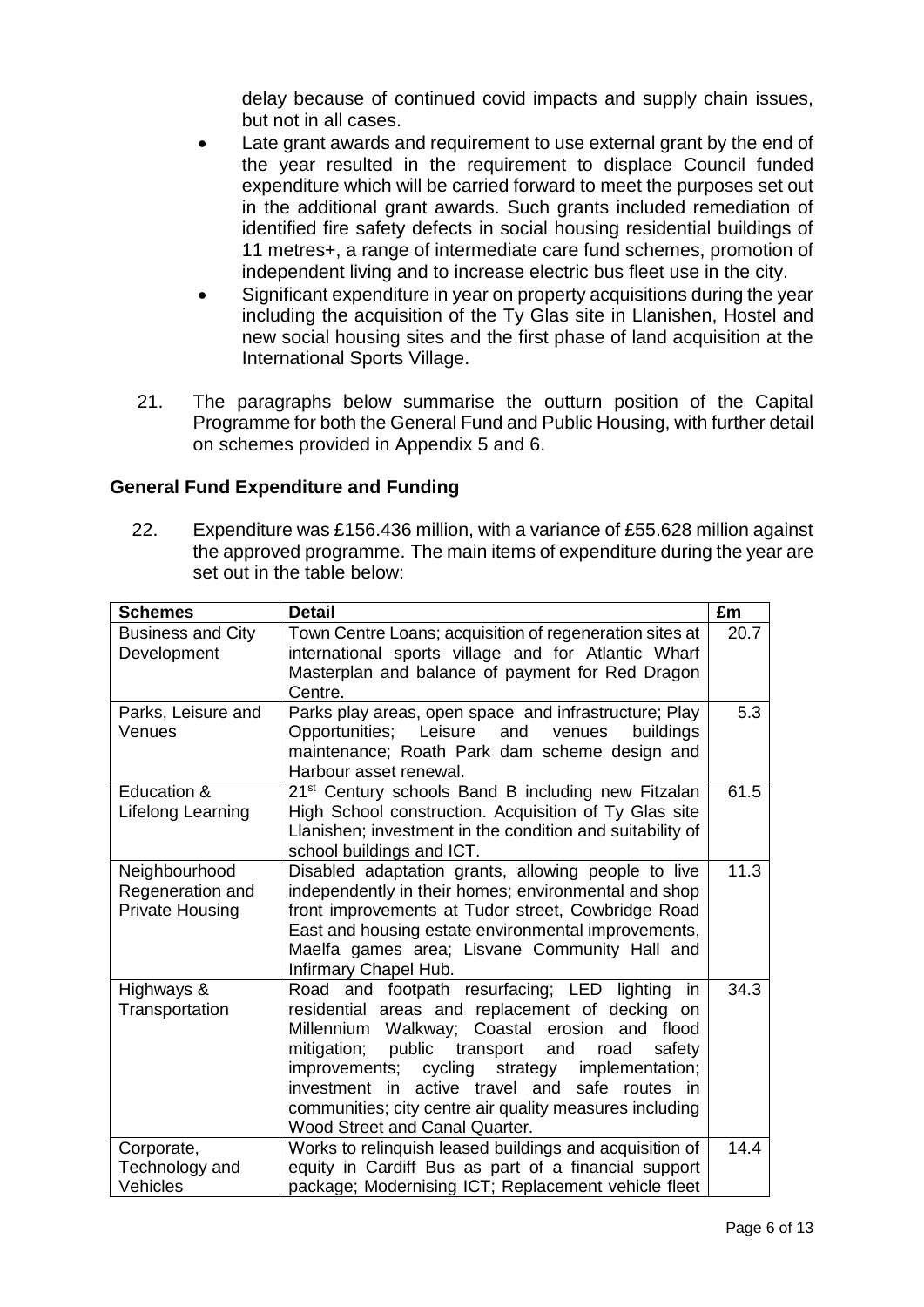delay because of continued covid impacts and supply chain issues, but not in all cases.

- Late grant awards and requirement to use external grant by the end of the year resulted in the requirement to displace Council funded expenditure which will be carried forward to meet the purposes set out in the additional grant awards. Such grants included remediation of identified fire safety defects in social housing residential buildings of 11 metres+, a range of intermediate care fund schemes, promotion of independent living and to increase electric bus fleet use in the city.
- Significant expenditure in year on property acquisitions during the year including the acquisition of the Ty Glas site in Llanishen, Hostel and new social housing sites and the first phase of land acquisition at the International Sports Village.

21. The paragraphs below summarise the outturn position of the Capital Programme for both the General Fund and Public Housing, with further detail on schemes provided in Appendix 5 and 6.

## General Fund Expenditure and Funding

22. Expenditure was £156.436 million, with a variance of £55.628 million against the approved programme. The main items of expenditure during the year are set out in the table below:

| Schemes | Detail | £m |
|---|---|---|
| Business and City Development | Town Centre Loans; acquisition of regeneration sites at international sports village and for Atlantic Wharf Masterplan and balance of payment for Red Dragon Centre. | 20.7 |
| Parks, Leisure and Venues | Parks play areas, open space and infrastructure; Play Opportunities; Leisure and venues buildings maintenance; Roath Park dam scheme design and Harbour asset renewal. | 5.3 |
| Education & Lifelong Learning | 21st Century schools Band B including new Fitzalan High School construction. Acquisition of Ty Glas site Llanishen; investment in the condition and suitability of school buildings and ICT. | 61.5 |
| Neighbourhood Regeneration and Private Housing | Disabled adaptation grants, allowing people to live independently in their homes; environmental and shop front improvements at Tudor street, Cowbridge Road East and housing estate environmental improvements, Maelfa games area; Lisvane Community Hall and Infirmary Chapel Hub. | 11.3 |
| Highways & Transportation | Road and footpath resurfacing; LED lighting in residential areas and replacement of decking on Millennium Walkway; Coastal erosion and flood mitigation; public transport and road safety improvements; cycling strategy implementation; investment in active travel and safe routes in communities; city centre air quality measures including Wood Street and Canal Quarter. | 34.3 |
| Corporate, Technology and Vehicles | Works to relinquish leased buildings and acquisition of equity in Cardiff Bus as part of a financial support package; Modernising ICT; Replacement vehicle fleet | 14.4 |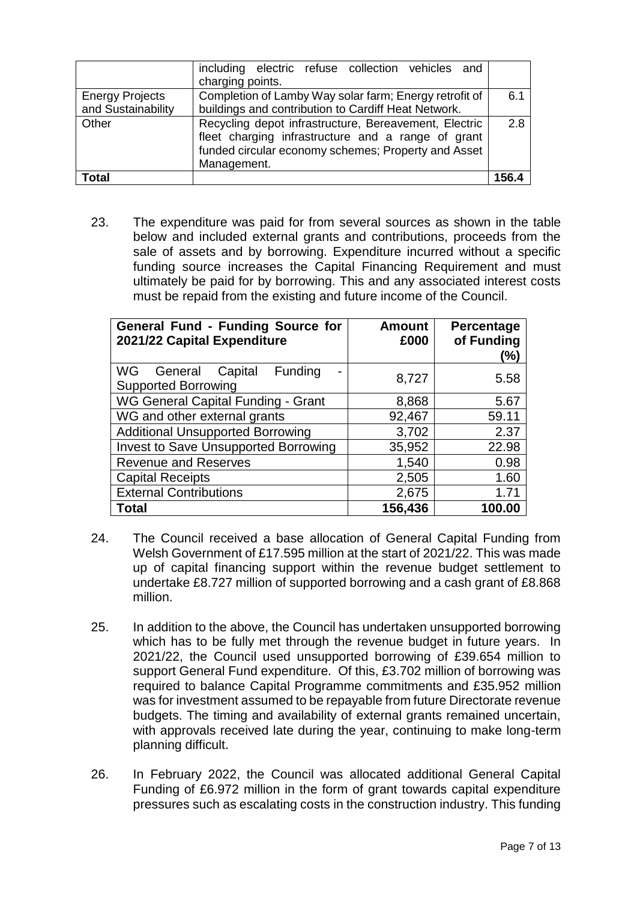| | including electric refuse collection vehicles and charging points. | |
|---|---|---|
| Energy Projects and Sustainability | Completion of Lamby Way solar farm; Energy retrofit of buildings and contribution to Cardiff Heat Network. | 6.1 |
| Other | Recycling depot infrastructure, Bereavement, Electric fleet charging infrastructure and a range of grant funded circular economy schemes; Property and Asset Management. | 2.8 |
| **Total** | | **156.4** |

23. The expenditure was paid for from several sources as shown in the table below and included external grants and contributions, proceeds from the sale of assets and by borrowing. Expenditure incurred without a specific funding source increases the Capital Financing Requirement and must ultimately be paid for by borrowing. This and any associated interest costs must be repaid from the existing and future income of the Council.

| General Fund - Funding Source for 2021/22 Capital Expenditure | Amount £000 | Percentage of Funding (%) |
|---|---|---|
| WG General Capital Funding - Supported Borrowing | 8,727 | 5.58 |
| WG General Capital Funding - Grant | 8,868 | 5.67 |
| WG and other external grants | 92,467 | 59.11 |
| Additional Unsupported Borrowing | 3,702 | 2.37 |
| Invest to Save Unsupported Borrowing | 35,952 | 22.98 |
| Revenue and Reserves | 1,540 | 0.98 |
| Capital Receipts | 2,505 | 1.60 |
| External Contributions | 2,675 | 1.71 |
| **Total** | **156,436** | **100.00** |

24. The Council received a base allocation of General Capital Funding from Welsh Government of £17.595 million at the start of 2021/22. This was made up of capital financing support within the revenue budget settlement to undertake £8.727 million of supported borrowing and a cash grant of £8.868 million.

25. In addition to the above, the Council has undertaken unsupported borrowing which has to be fully met through the revenue budget in future years. In 2021/22, the Council used unsupported borrowing of £39.654 million to support General Fund expenditure. Of this, £3.702 million of borrowing was required to balance Capital Programme commitments and £35.952 million was for investment assumed to be repayable from future Directorate revenue budgets. The timing and availability of external grants remained uncertain, with approvals received late during the year, continuing to make long-term planning difficult.

26. In February 2022, the Council was allocated additional General Capital Funding of £6.972 million in the form of grant towards capital expenditure pressures such as escalating costs in the construction industry. This funding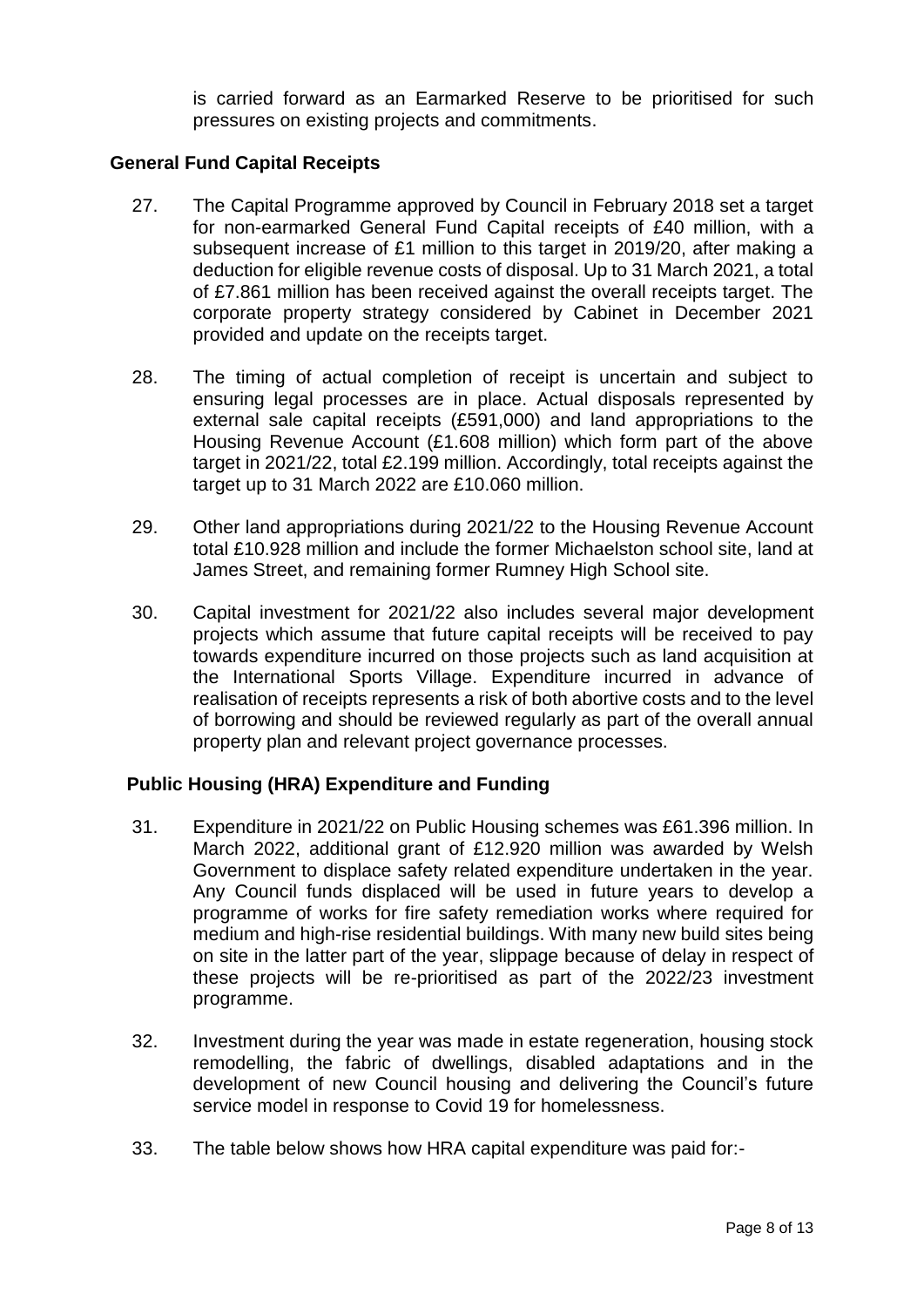is carried forward as an Earmarked Reserve to be prioritised for such pressures on existing projects and commitments.

### General Fund Capital Receipts

27. The Capital Programme approved by Council in February 2018 set a target for non-earmarked General Fund Capital receipts of £40 million, with a subsequent increase of £1 million to this target in 2019/20, after making a deduction for eligible revenue costs of disposal. Up to 31 March 2021, a total of £7.861 million has been received against the overall receipts target. The corporate property strategy considered by Cabinet in December 2021 provided and update on the receipts target.

28. The timing of actual completion of receipt is uncertain and subject to ensuring legal processes are in place. Actual disposals represented by external sale capital receipts (£591,000) and land appropriations to the Housing Revenue Account (£1.608 million) which form part of the above target in 2021/22, total £2.199 million. Accordingly, total receipts against the target up to 31 March 2022 are £10.060 million.

29. Other land appropriations during 2021/22 to the Housing Revenue Account total £10.928 million and include the former Michaelston school site, land at James Street, and remaining former Rumney High School site.

30. Capital investment for 2021/22 also includes several major development projects which assume that future capital receipts will be received to pay towards expenditure incurred on those projects such as land acquisition at the International Sports Village. Expenditure incurred in advance of realisation of receipts represents a risk of both abortive costs and to the level of borrowing and should be reviewed regularly as part of the overall annual property plan and relevant project governance processes.

### Public Housing (HRA) Expenditure and Funding

31. Expenditure in 2021/22 on Public Housing schemes was £61.396 million. In March 2022, additional grant of £12.920 million was awarded by Welsh Government to displace safety related expenditure undertaken in the year. Any Council funds displaced will be used in future years to develop a programme of works for fire safety remediation works where required for medium and high-rise residential buildings. With many new build sites being on site in the latter part of the year, slippage because of delay in respect of these projects will be re-prioritised as part of the 2022/23 investment programme.

32. Investment during the year was made in estate regeneration, housing stock remodelling, the fabric of dwellings, disabled adaptations and in the development of new Council housing and delivering the Council's future service model in response to Covid 19 for homelessness.

33. The table below shows how HRA capital expenditure was paid for:-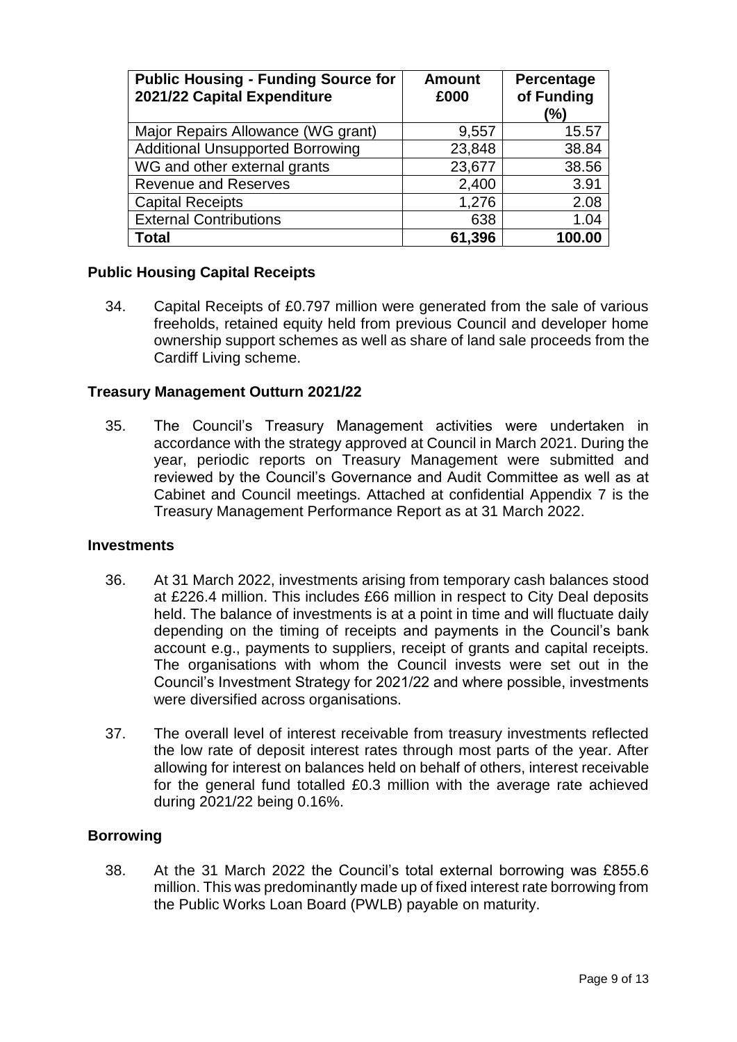| Public Housing - Funding Source for 2021/22 Capital Expenditure | Amount £000 | Percentage of Funding (%) |
|---|---|---|
| Major Repairs Allowance (WG grant) | 9,557 | 15.57 |
| Additional Unsupported Borrowing | 23,848 | 38.84 |
| WG and other external grants | 23,677 | 38.56 |
| Revenue and Reserves | 2,400 | 3.91 |
| Capital Receipts | 1,276 | 2.08 |
| External Contributions | 638 | 1.04 |
| **Total** | **61,396** | **100.00** |

### Public Housing Capital Receipts

34. Capital Receipts of £0.797 million were generated from the sale of various freeholds, retained equity held from previous Council and developer home ownership support schemes as well as share of land sale proceeds from the Cardiff Living scheme.

### Treasury Management Outturn 2021/22

35. The Council's Treasury Management activities were undertaken in accordance with the strategy approved at Council in March 2021. During the year, periodic reports on Treasury Management were submitted and reviewed by the Council's Governance and Audit Committee as well as at Cabinet and Council meetings. Attached at confidential Appendix 7 is the Treasury Management Performance Report as at 31 March 2022.

### Investments

36. At 31 March 2022, investments arising from temporary cash balances stood at £226.4 million. This includes £66 million in respect to City Deal deposits held. The balance of investments is at a point in time and will fluctuate daily depending on the timing of receipts and payments in the Council's bank account e.g., payments to suppliers, receipt of grants and capital receipts. The organisations with whom the Council invests were set out in the Council's Investment Strategy for 2021/22 and where possible, investments were diversified across organisations.

37. The overall level of interest receivable from treasury investments reflected the low rate of deposit interest rates through most parts of the year. After allowing for interest on balances held on behalf of others, interest receivable for the general fund totalled £0.3 million with the average rate achieved during 2021/22 being 0.16%.

### Borrowing

38. At the 31 March 2022 the Council's total external borrowing was £855.6 million. This was predominantly made up of fixed interest rate borrowing from the Public Works Loan Board (PWLB) payable on maturity.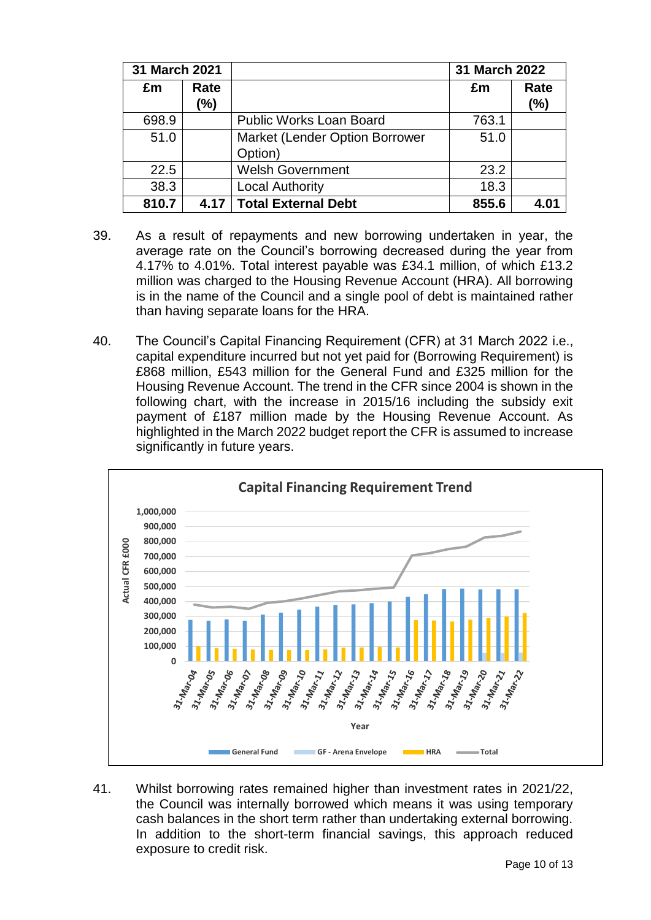| 31 March 2021 | | | 31 March 2022 | |
|---|---|---|---|---|
| £m | Rate (%) | | £m | Rate (%) |
| 698.9 | | Public Works Loan Board | 763.1 | |
| 51.0 | | Market (Lender Option Borrower Option) | 51.0 | |
| 22.5 | | Welsh Government | 23.2 | |
| 38.3 | | Local Authority | 18.3 | |
| **810.7** | **4.17** | **Total External Debt** | **855.6** | **4.01** |

39. As a result of repayments and new borrowing undertaken in year, the average rate on the Council's borrowing decreased during the year from 4.17% to 4.01%. Total interest payable was £34.1 million, of which £13.2 million was charged to the Housing Revenue Account (HRA). All borrowing is in the name of the Council and a single pool of debt is maintained rather than having separate loans for the HRA.

40. The Council's Capital Financing Requirement (CFR) at 31 March 2022 i.e., capital expenditure incurred but not yet paid for (Borrowing Requirement) is £868 million, £543 million for the General Fund and £325 million for the Housing Revenue Account. The trend in the CFR since 2004 is shown in the following chart, with the increase in 2015/16 including the subsidy exit payment of £187 million made by the Housing Revenue Account. As highlighted in the March 2022 budget report the CFR is assumed to increase significantly in future years.

**Capital Financing Requirement Trend**

41. Whilst borrowing rates remained higher than investment rates in 2021/22, the Council was internally borrowed which means it was using temporary cash balances in the short term rather than undertaking external borrowing. In addition to the short-term financial savings, this approach reduced exposure to credit risk.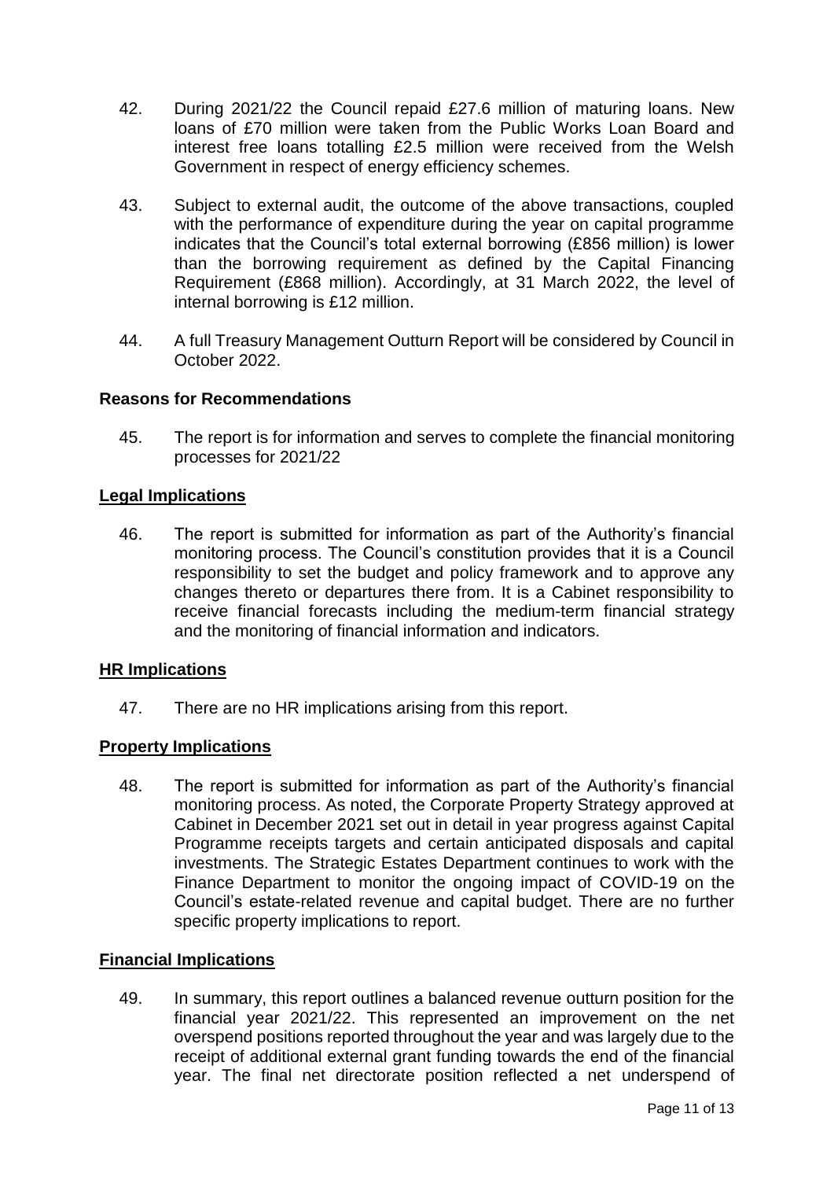42. During 2021/22 the Council repaid £27.6 million of maturing loans. New loans of £70 million were taken from the Public Works Loan Board and interest free loans totalling £2.5 million were received from the Welsh Government in respect of energy efficiency schemes.

43. Subject to external audit, the outcome of the above transactions, coupled with the performance of expenditure during the year on capital programme indicates that the Council's total external borrowing (£856 million) is lower than the borrowing requirement as defined by the Capital Financing Requirement (£868 million). Accordingly, at 31 March 2022, the level of internal borrowing is £12 million.

44. A full Treasury Management Outturn Report will be considered by Council in October 2022.

**Reasons for Recommendations**

45. The report is for information and serves to complete the financial monitoring processes for 2021/22

**Legal Implications**

46. The report is submitted for information as part of the Authority's financial monitoring process. The Council's constitution provides that it is a Council responsibility to set the budget and policy framework and to approve any changes thereto or departures there from. It is a Cabinet responsibility to receive financial forecasts including the medium-term financial strategy and the monitoring of financial information and indicators.

**HR Implications**

47. There are no HR implications arising from this report.

**Property Implications**

48. The report is submitted for information as part of the Authority's financial monitoring process. As noted, the Corporate Property Strategy approved at Cabinet in December 2021 set out in detail in year progress against Capital Programme receipts targets and certain anticipated disposals and capital investments. The Strategic Estates Department continues to work with the Finance Department to monitor the ongoing impact of COVID-19 on the Council's estate-related revenue and capital budget. There are no further specific property implications to report.

**Financial Implications**

49. In summary, this report outlines a balanced revenue outturn position for the financial year 2021/22. This represented an improvement on the net overspend positions reported throughout the year and was largely due to the receipt of additional external grant funding towards the end of the financial year. The final net directorate position reflected a net underspend of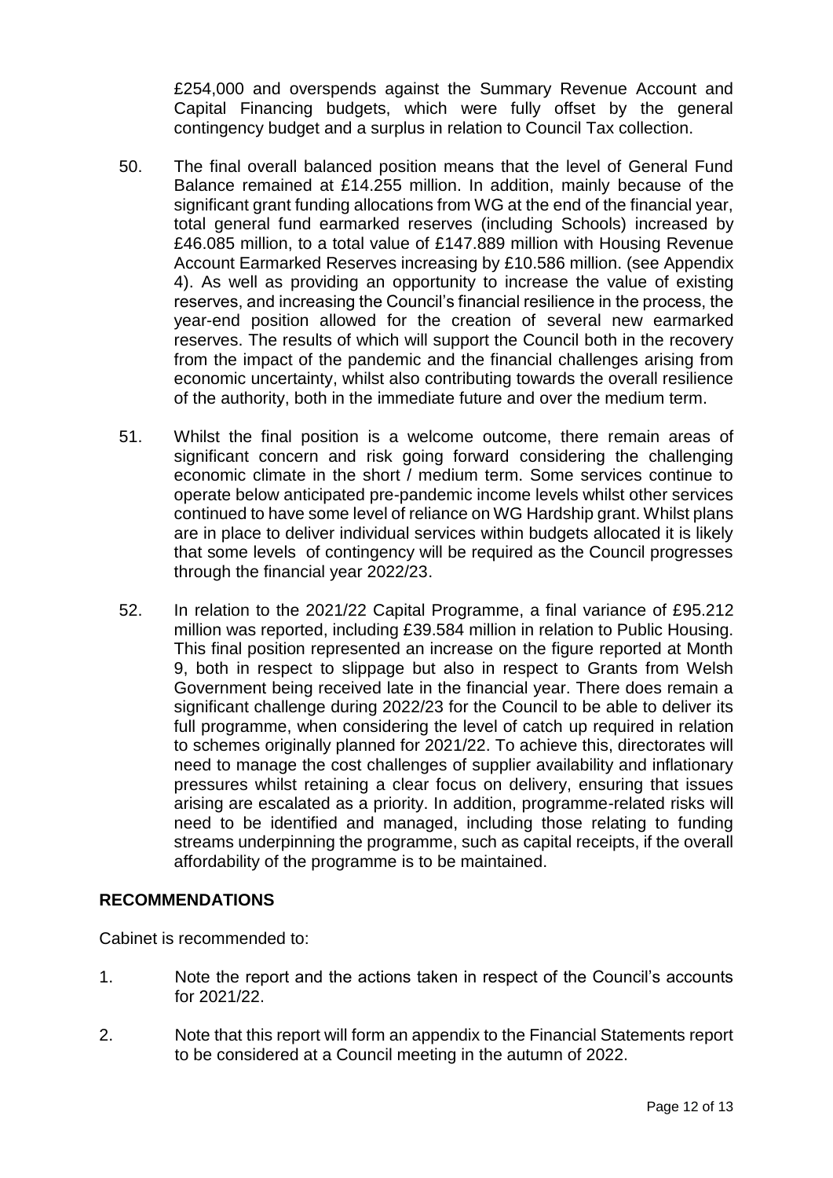£254,000 and overspends against the Summary Revenue Account and Capital Financing budgets, which were fully offset by the general contingency budget and a surplus in relation to Council Tax collection.

50. The final overall balanced position means that the level of General Fund Balance remained at £14.255 million. In addition, mainly because of the significant grant funding allocations from WG at the end of the financial year, total general fund earmarked reserves (including Schools) increased by £46.085 million, to a total value of £147.889 million with Housing Revenue Account Earmarked Reserves increasing by £10.586 million. (see Appendix 4). As well as providing an opportunity to increase the value of existing reserves, and increasing the Council's financial resilience in the process, the year-end position allowed for the creation of several new earmarked reserves. The results of which will support the Council both in the recovery from the impact of the pandemic and the financial challenges arising from economic uncertainty, whilst also contributing towards the overall resilience of the authority, both in the immediate future and over the medium term.

51. Whilst the final position is a welcome outcome, there remain areas of significant concern and risk going forward considering the challenging economic climate in the short / medium term. Some services continue to operate below anticipated pre-pandemic income levels whilst other services continued to have some level of reliance on WG Hardship grant. Whilst plans are in place to deliver individual services within budgets allocated it is likely that some levels of contingency will be required as the Council progresses through the financial year 2022/23.

52. In relation to the 2021/22 Capital Programme, a final variance of £95.212 million was reported, including £39.584 million in relation to Public Housing. This final position represented an increase on the figure reported at Month 9, both in respect to slippage but also in respect to Grants from Welsh Government being received late in the financial year. There does remain a significant challenge during 2022/23 for the Council to be able to deliver its full programme, when considering the level of catch up required in relation to schemes originally planned for 2021/22. To achieve this, directorates will need to manage the cost challenges of supplier availability and inflationary pressures whilst retaining a clear focus on delivery, ensuring that issues arising are escalated as a priority. In addition, programme-related risks will need to be identified and managed, including those relating to funding streams underpinning the programme, such as capital receipts, if the overall affordability of the programme is to be maintained.

## RECOMMENDATIONS

Cabinet is recommended to:

1. Note the report and the actions taken in respect of the Council's accounts for 2021/22.

2. Note that this report will form an appendix to the Financial Statements report to be considered at a Council meeting in the autumn of 2022.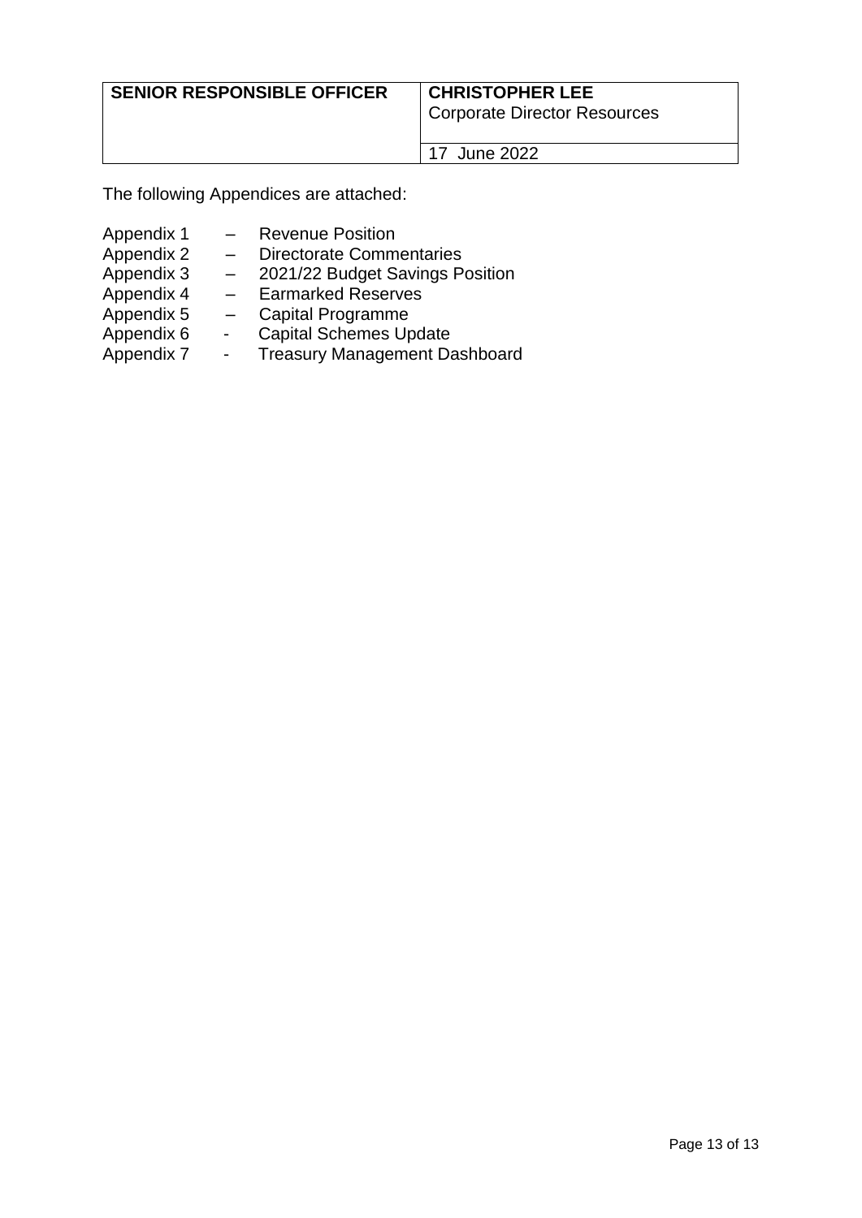| | |
|---|---|
| **SENIOR RESPONSIBLE OFFICER** | **CHRISTOPHER LEE**<br>Corporate Director Resources |
| | 17 June 2022 |

The following Appendices are attached:

Appendix 1 – Revenue Position
Appendix 2 – Directorate Commentaries
Appendix 3 – 2021/22 Budget Savings Position
Appendix 4 – Earmarked Reserves
Appendix 5 – Capital Programme
Appendix 6 - Capital Schemes Update
Appendix 7 - Treasury Management Dashboard